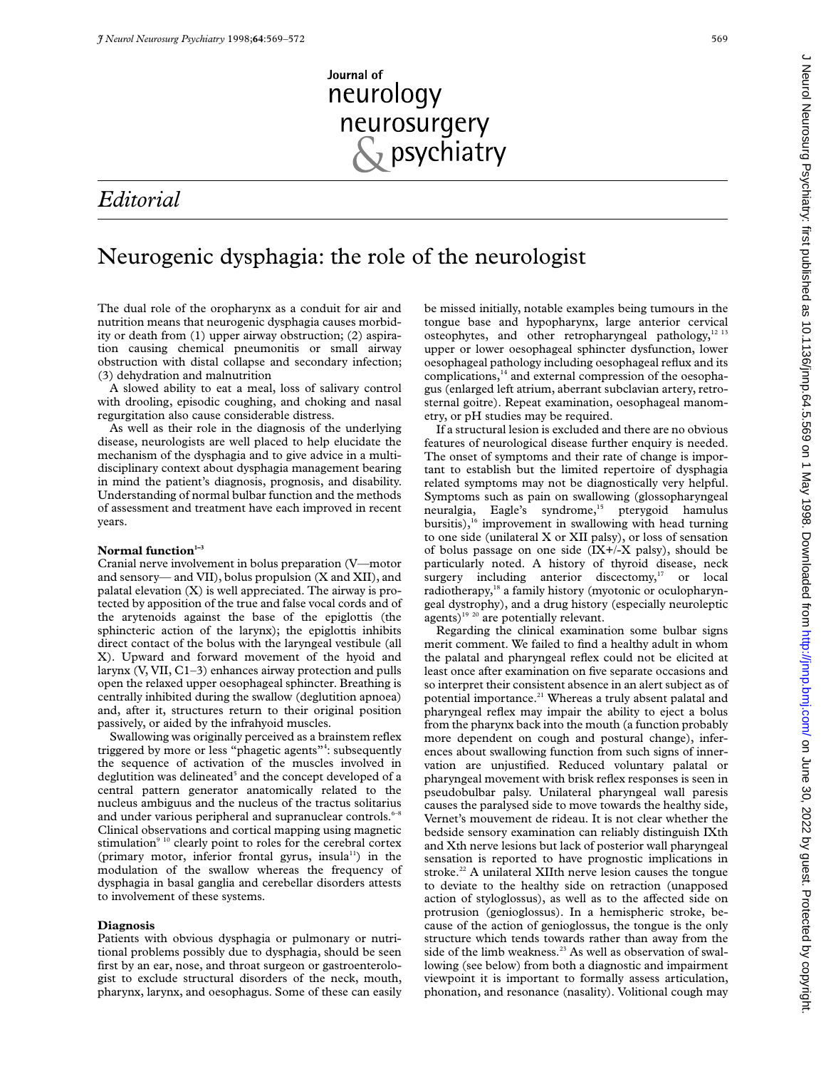# Editorial

## Neurogenic dysphagia: the role of the neurologist

The dual role of the oropharynx as a conduit for air and nutrition means that neurogenic dysphagia causes morbidity or death from (1) upper airway obstruction; (2) aspiration causing chemical pneumonitis or small airway obstruction with distal collapse and secondary infection; (3) dehydration and malnutrition

A slowed ability to eat a meal, loss of salivary control with drooling, episodic coughing, and choking and nasal regurgitation also cause considerable distress.

As well as their role in the diagnosis of the underlying disease, neurologists are well placed to help elucidate the mechanism of the dysphagia and to give advice in a multidisciplinary context about dysphagia management bearing in mind the patient's diagnosis, prognosis, and disability. Understanding of normal bulbar function and the methods of assessment and treatment have each improved in recent years.

### Normal function[1–3]

Cranial nerve involvement in bolus preparation (V—motor and sensory— and VII), bolus propulsion (X and XII), and palatal elevation (X) is well appreciated. The airway is protected by apposition of the true and false vocal cords and of the arytenoids against the base of the epiglottis (the sphincteric action of the larynx); the epiglottis inhibits direct contact of the bolus with the laryngeal vestibule (all X). Upward and forward movement of the hyoid and larynx (V, VII, C1–3) enhances airway protection and pulls open the relaxed upper oesophageal sphincter. Breathing is centrally inhibited during the swallow (deglutition apnoea) and, after it, structures return to their original position passively, or aided by the infrahyoid muscles.

Swallowing was originally perceived as a brainstem reflex triggered by more or less "phagetic agents"[4]: subsequently the sequence of activation of the muscles involved in deglutition was delineated[5] and the concept developed of a central pattern generator anatomically related to the nucleus ambiguus and the nucleus of the tractus solitarius and under various peripheral and supranuclear controls.[6–8] Clinical observations and cortical mapping using magnetic stimulation[9 10] clearly point to roles for the cerebral cortex (primary motor, inferior frontal gyrus, insula[11]) in the modulation of the swallow whereas the frequency of dysphagia in basal ganglia and cerebellar disorders attests to involvement of these systems.

### Diagnosis

Patients with obvious dysphagia or pulmonary or nutritional problems possibly due to dysphagia, should be seen first by an ear, nose, and throat surgeon or gastroenterologist to exclude structural disorders of the neck, mouth, pharynx, larynx, and oesophagus. Some of these can easily be missed initially, notable examples being tumours in the tongue base and hypopharynx, large anterior cervical osteophytes, and other retropharyngeal pathology,[12 13] upper or lower oesophageal sphincter dysfunction, lower oesophageal pathology including oesophageal reflux and its complications,[14] and external compression of the oesophagus (enlarged left atrium, aberrant subclavian artery, retrosternal goitre). Repeat examination, oesophageal manometry, or pH studies may be required.

If a structural lesion is excluded and there are no obvious features of neurological disease further enquiry is needed. The onset of symptoms and their rate of change is important to establish but the limited repertoire of dysphagia related symptoms may not be diagnostically very helpful. Symptoms such as pain on swallowing (glossopharyngeal neuralgia, Eagle's syndrome,[15] pterygoid hamulus bursitis),[16] improvement in swallowing with head turning to one side (unilateral X or XII palsy), or loss of sensation of bolus passage on one side (IX+/-X palsy), should be particularly noted. A history of thyroid disease, neck surgery including anterior discectomy,[17] or local radiotherapy,[18] a family history (myotonic or oculopharyngeal dystrophy), and a drug history (especially neuroleptic agents)[19 20] are potentially relevant.

Regarding the clinical examination some bulbar signs merit comment. We failed to find a healthy adult in whom the palatal and pharyngeal reflex could not be elicited at least once after examination on five separate occasions and so interpret their consistent absence in an alert subject as of potential importance.[21] Whereas a truly absent palatal and pharyngeal reflex may impair the ability to eject a bolus from the pharynx back into the mouth (a function probably more dependent on cough and postural change), inferences about swallowing function from such signs of innervation are unjustified. Reduced voluntary palatal or pharyngeal movement with brisk reflex responses is seen in pseudobulbar palsy. Unilateral pharyngeal wall paresis causes the paralysed side to move towards the healthy side, Vernet's mouvement de rideau. It is not clear whether the bedside sensory examination can reliably distinguish IXth and Xth nerve lesions but lack of posterior wall pharyngeal sensation is reported to have prognostic implications in stroke.[22] A unilateral XIIth nerve lesion causes the tongue to deviate to the healthy side on retraction (unapposed action of styloglossus), as well as to the affected side on protrusion (genioglossus). In a hemispheric stroke, because of the action of genioglossus, the tongue is the only structure which tends towards rather than away from the side of the limb weakness.[23] As well as observation of swallowing (see below) from both a diagnostic and impairment viewpoint it is important to formally assess articulation, phonation, and resonance (nasality). Volitional cough may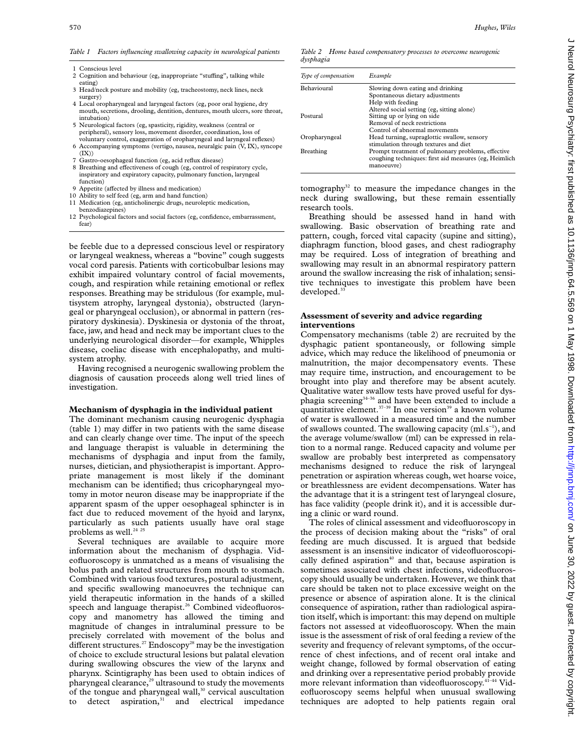*Table 1 Factors influencing swallowing capacity in neurological patients*

1. Conscious level
2. Cognition and behaviour (eg, inappropriate "stuffing", talking while eating)
3. Head/neck posture and mobility (eg, tracheostomy, neck lines, neck surgery)
4. Local oropharyngeal and laryngeal factors (eg, poor oral hygiene, dry mouth, secretions, drooling, dentition, dentures, mouth ulcers, sore throat, intubation)
5. Neurological factors (eg, spasticity, rigidity, weakness (central or peripheral), sensory loss, movement disorder, coordination, loss of voluntary control, exaggeration of oropharyngeal and laryngeal reflexes)
6. Accompanying symptoms (vertigo, nausea, neuralgic pain (V, IX), syncope (IX))
7. Gastro-oesophageal function (eg, acid reflux disease)
8. Breathing and effectiveness of cough (eg, control of respiratory cycle, inspiratory and expiratory capacity, pulmonary function, laryngeal function)
9. Appetite (affected by illness and medication)
10. Ability to self feed (eg, arm and hand function)
11. Medication (eg, anticholinergic drugs, neuroleptic medication, benzodiazepines)
12. Psychological factors and social factors (eg, confidence, embarrassment, fear)

be feeble due to a depressed conscious level or respiratory or laryngeal weakness, whereas a "bovine" cough suggests vocal cord paresis. Patients with corticobulbar lesions may exhibit impaired voluntary control of facial movements, cough, and respiration while retaining emotional or reflex responses. Breathing may be stridulous (for example, multisystem atrophy, laryngeal dystonia), obstructed (laryngeal or pharyngeal occlusion), or abnormal in pattern (respiratory dyskinesia). Dyskinesia or dystonia of the throat, face, jaw, and head and neck may be important clues to the underlying neurological disorder—for example, Whipples disease, coeliac disease with encephalopathy, and multisystem atrophy.

Having recognised a neurogenic swallowing problem the diagnosis of causation proceeds along well tried lines of investigation.

## Mechanism of dysphagia in the individual patient

The dominant mechanism causing neurogenic dysphagia (table 1) may differ in two patients with the same disease and can clearly change over time. The input of the speech and language therapist is valuable in determining the mechanisms of dysphagia and input from the family, nurses, dietician, and physiotherapist is important. Appropriate management is most likely if the dominant mechanism can be identified; thus cricopharyngeal myotomy in motor neuron disease may be inappropriate if the apparent spasm of the upper oesophageal sphincter is in fact due to reduced movement of the hyoid and larynx, particularly as such patients usually have oral stage problems as well.[24 25]

Several techniques are available to acquire more information about the mechanism of dysphagia. Videofluoroscopy is unmatched as a means of visualising the bolus path and related structures from mouth to stomach. Combined with various food textures, postural adjustment, and specific swallowing manoeuvres the technique can yield therapeutic information in the hands of a skilled speech and language therapist.[26] Combined videofluoroscopy and manometry has allowed the timing and magnitude of changes in intraluminal pressure to be precisely correlated with movement of the bolus and different structures.[27] Endoscopy[28] may be the investigation of choice to exclude structural lesions but palatal elevation during swallowing obscures the view of the larynx and pharynx. Scintigraphy has been used to obtain indices of pharyngeal clearance,[29] ultrasound to study the movements of the tongue and pharyngeal wall,[30] cervical auscultation to detect aspiration,[31] and electrical impedance tomography[32] to measure the impedance changes in the neck during swallowing, but these remain essentially research tools.

*Table 2 Home based compensatory processes to overcome neurogenic dysphagia*

| Type of compensation | Example |
|---|---|
| Behavioural | Slowing down eating and drinking<br>Spontaneous dietary adjustments<br>Help with feeding<br>Altered social setting (eg, sitting alone) |
| Postural | Sitting up or lying on side<br>Removal of neck restrictions<br>Control of abnormal movements |
| Oropharyngeal | Head turning, supraglottic swallow, sensory stimulation through textures and diet |
| Breathing | Prompt treatment of pulmonary problems, effective coughing techniques: first aid measures (eg, Heimlich manoeuvre) |

Breathing should be assessed hand in hand with swallowing. Basic observation of breathing rate and pattern, cough, forced vital capacity (supine and sitting), diaphragm function, blood gases, and chest radiography may be required. Loss of integration of breathing and swallowing may result in an abnormal respiratory pattern around the swallow increasing the risk of inhalation; sensitive techniques to investigate this problem have been developed.[33]

## Assessment of severity and advice regarding interventions

Compensatory mechanisms (table 2) are recruited by the dysphagic patient spontaneously, or following simple advice, which may reduce the likelihood of pneumonia or malnutrition, the major decompensatory events. These may require time, instruction, and encouragement to be brought into play and therefore may be absent acutely. Qualitative water swallow tests have proved useful for dysphagia screening[34–36] and have been extended to include a quantitative element.[37–39] In one version[39] a known volume of water is swallowed in a measured time and the number of swallows counted. The swallowing capacity ($ml.s^{-1}$), and the average volume/swallow (ml) can be expressed in relation to a normal range. Reduced capacity and volume per swallow are probably best interpreted as compensatory mechanisms designed to reduce the risk of laryngeal penetration or aspiration whereas cough, wet hoarse voice, or breathlessness are evident decompensations. Water has the advantage that it is a stringent test of laryngeal closure, has face validity (people drink it), and it is accessible during a clinic or ward round.

The roles of clinical assessment and videofluoroscopy in the process of decision making about the "risks" of oral feeding are much discussed. It is argued that bedside assessment is an insensitive indicator of videofluoroscopically defined aspiration[40] and that, because aspiration is sometimes associated with chest infections, videofluoroscopy should usually be undertaken. However, we think that care should be taken not to place excessive weight on the presence or absence of aspiration alone. It is the clinical consequence of aspiration, rather than radiological aspiration itself, which is important: this may depend on multiple factors not assessed at videofluoroscopy. When the main issue is the assessment of risk of oral feeding a review of the severity and frequency of relevant symptoms, of the occurrence of chest infections, and of recent oral intake and weight change, followed by formal observation of eating and drinking over a representative period probably provide more relevant information than videofluoroscopy.[41–44] Videofluoroscopy seems helpful when unusual swallowing techniques are adopted to help patients regain oral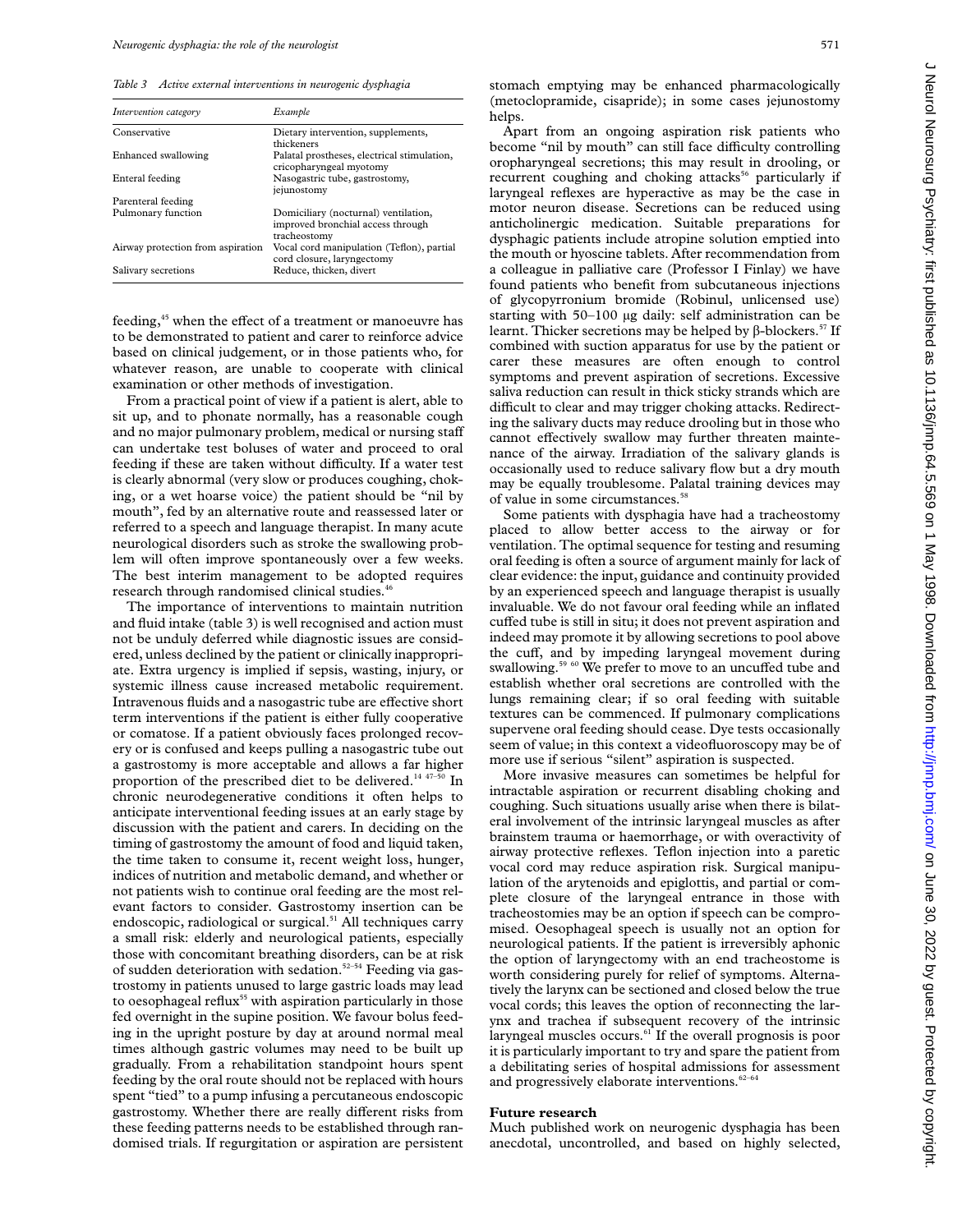*Table 3 Active external interventions in neurogenic dysphagia*

| Intervention category | Example |
|---|---|
| Conservative | Dietary intervention, supplements, thickeners |
| Enhanced swallowing | Palatal prostheses, electrical stimulation, cricopharyngeal myotomy |
| Enteral feeding | Nasogastric tube, gastrostomy, jejunostomy |
| Parenteral feeding | |
| Pulmonary function | Domiciliary (nocturnal) ventilation, improved bronchial access through tracheostomy |
| Airway protection from aspiration | Vocal cord manipulation (Teflon), partial cord closure, laryngectomy |
| Salivary secretions | Reduce, thicken, divert |

feeding,[45] when the effect of a treatment or manoeuvre has to be demonstrated to patient and carer to reinforce advice based on clinical judgement, or in those patients who, for whatever reason, are unable to cooperate with clinical examination or other methods of investigation.

From a practical point of view if a patient is alert, able to sit up, and to phonate normally, has a reasonable cough and no major pulmonary problem, medical or nursing staff can undertake test boluses of water and proceed to oral feeding if these are taken without difficulty. If a water test is clearly abnormal (very slow or produces coughing, choking, or a wet hoarse voice) the patient should be "nil by mouth", fed by an alternative route and reassessed later or referred to a speech and language therapist. In many acute neurological disorders such as stroke the swallowing problem will often improve spontaneously over a few weeks. The best interim management to be adopted requires research through randomised clinical studies.[46]

The importance of interventions to maintain nutrition and fluid intake (table 3) is well recognised and action must not be unduly deferred while diagnostic issues are considered, unless declined by the patient or clinically inappropriate. Extra urgency is implied if sepsis, wasting, injury, or systemic illness cause increased metabolic requirement. Intravenous fluids and a nasogastric tube are effective short term interventions if the patient is either fully cooperative or comatose. If a patient obviously faces prolonged recovery or is confused and keeps pulling a nasogastric tube out a gastrostomy is more acceptable and allows a far higher proportion of the prescribed diet to be delivered.[14 47–50] In chronic neurodegenerative conditions it often helps to anticipate interventional feeding issues at an early stage by discussion with the patient and carers. In deciding on the timing of gastrostomy the amount of food and liquid taken, the time taken to consume it, recent weight loss, hunger, indices of nutrition and metabolic demand, and whether or not patients wish to continue oral feeding are the most relevant factors to consider. Gastrostomy insertion can be endoscopic, radiological or surgical.[51] All techniques carry a small risk: elderly and neurological patients, especially those with concomitant breathing disorders, can be at risk of sudden deterioration with sedation.[52–54] Feeding via gastrostomy in patients unused to large gastric loads may lead to oesophageal reflux[55] with aspiration particularly in those fed overnight in the supine position. We favour bolus feeding in the upright posture by day at around normal meal times although gastric volumes may need to be built up gradually. From a rehabilitation standpoint hours spent feeding by the oral route should not be replaced with hours spent "tied" to a pump infusing a percutaneous endoscopic gastrostomy. Whether there are really different risks from these feeding patterns needs to be established through randomised trials. If regurgitation or aspiration are persistent stomach emptying may be enhanced pharmacologically (metoclopramide, cisapride); in some cases jejunostomy helps.

Apart from an ongoing aspiration risk patients who become "nil by mouth" can still face difficulty controlling oropharyngeal secretions; this may result in drooling, or recurrent coughing and choking attacks[56] particularly if laryngeal reflexes are hyperactive as may be the case in motor neuron disease. Secretions can be reduced using anticholinergic medication. Suitable preparations for dysphagic patients include atropine solution emptied into the mouth or hyoscine tablets. After recommendation from a colleague in palliative care (Professor I Finlay) we have found patients who benefit from subcutaneous injections of glycopyrronium bromide (Robinul, unlicensed use) starting with 50–100 μg daily: self administration can be learnt. Thicker secretions may be helped by β-blockers.[57] If combined with suction apparatus for use by the patient or carer these measures are often enough to control symptoms and prevent aspiration of secretions. Excessive saliva reduction can result in thick sticky strands which are difficult to clear and may trigger choking attacks. Redirecting the salivary ducts may reduce drooling but in those who cannot effectively swallow may further threaten maintenance of the airway. Irradiation of the salivary glands is occasionally used to reduce salivary flow but a dry mouth may be equally troublesome. Palatal training devices may of value in some circumstances.[58]

Some patients with dysphagia have had a tracheostomy placed to allow better access to the airway or for ventilation. The optimal sequence for testing and resuming oral feeding is often a source of argument mainly for lack of clear evidence: the input, guidance and continuity provided by an experienced speech and language therapist is usually invaluable. We do not favour oral feeding while an inflated cuffed tube is still in situ; it does not prevent aspiration and indeed may promote it by allowing secretions to pool above the cuff, and by impeding laryngeal movement during swallowing.[59 60] We prefer to move to an uncuffed tube and establish whether oral secretions are controlled with the lungs remaining clear; if so oral feeding with suitable textures can be commenced. If pulmonary complications supervene oral feeding should cease. Dye tests occasionally seem of value; in this context a videofluoroscopy may be of more use if serious "silent" aspiration is suspected.

More invasive measures can sometimes be helpful for intractable aspiration or recurrent disabling choking and coughing. Such situations usually arise when there is bilateral involvement of the intrinsic laryngeal muscles as after brainstem trauma or haemorrhage, or with overactivity of airway protective reflexes. Teflon injection into a paretic vocal cord may reduce aspiration risk. Surgical manipulation of the arytenoids and epiglottis, and partial or complete closure of the laryngeal entrance in those with tracheostomies may be an option if speech can be compromised. Oesophageal speech is usually not an option for neurological patients. If the patient is irreversibly aphonic the option of laryngectomy with an end tracheostome is worth considering purely for relief of symptoms. Alternatively the larynx can be sectioned and closed below the true vocal cords; this leaves the option of reconnecting the larynx and trachea if subsequent recovery of the intrinsic laryngeal muscles occurs.[61] If the overall prognosis is poor it is particularly important to try and spare the patient from a debilitating series of hospital admissions for assessment and progressively elaborate interventions.[62–64]

## Future research

Much published work on neurogenic dysphagia has been anecdotal, uncontrolled, and based on highly selected,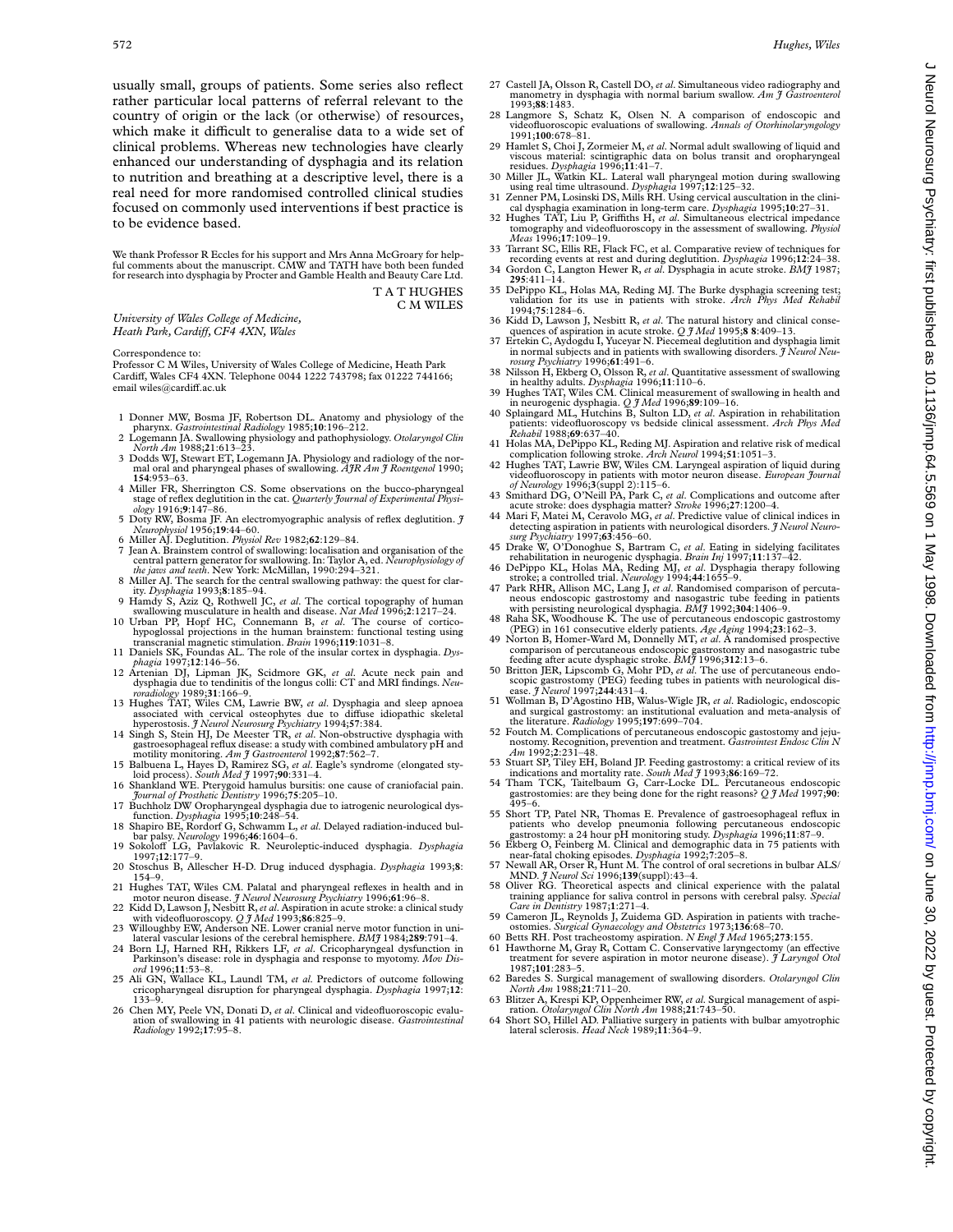usually small, groups of patients. Some series also reflect rather particular local patterns of referral relevant to the country of origin or the lack (or otherwise) of resources, which make it difficult to generalise data to a wide set of clinical problems. Whereas new technologies have clearly enhanced our understanding of dysphagia and its relation to nutrition and breathing at a descriptive level, there is a real need for more randomised controlled clinical studies focused on commonly used interventions if best practice is to be evidence based.

We thank Professor R Eccles for his support and Mrs Anna McGroary for helpful comments about the manuscript. CMW and TATH have both been funded for research into dysphagia by Procter and Gamble Health and Beauty Care Ltd.

T A T HUGHES
C M WILES

*University of Wales College of Medicine, Heath Park, Cardiff, CF4 4XN, Wales*

Correspondence to:
Professor C M Wiles, University of Wales College of Medicine, Heath Park Cardiff, Wales CF4 4XN. Telephone 0044 1222 743798; fax 01222 744166; email wiles@cardiff.ac.uk

1 Donner MW, Bosma JF, Robertson DL. Anatomy and physiology of the pharynx. *Gastrointestinal Radiology* 1985;**10**:196–212.
2 Logemann JA. Swallowing physiology and pathophysiology. *Otolaryngol Clin North Am* 1988;**21**:613–23.
3 Dodds WJ, Stewart ET, Logemann JA. Physiology and radiology of the normal oral and pharyngeal phases of swallowing. *AJR Am J Roentgenol* 1990; **154**:953–63.
4 Miller FR, Sherrington CS. Some observations on the bucco-pharyngeal stage of reflex deglutition in the cat. *Quarterly Journal of Experimental Physiology* 1916;**9**:147–86.
5 Doty RW, Bosma JF. An electromyographic analysis of reflex deglutition. *J Neurophysiol* 1956;**19**:44–60.
6 Miller AJ. Deglutition. *Physiol Rev* 1982;**62**:129–84.
7 Jean A. Brainstem control of swallowing: localisation and organisation of the central pattern generator for swallowing. In: Taylor A, ed. *Neurophysiology of the jaws and teeth*. New York: McMillan, 1990:294–321.
8 Miller AJ. The search for the central swallowing pathway: the quest for clarity. *Dysphagia* 1993;**8**:185–94.
9 Hamdy S, Aziz Q, Rothwell JC, *et al*. The cortical topography of human swallowing musculature in health and disease. *Nat Med* 1996;**2**:1217–24.
10 Urban PP, Hopf HC, Connemann B, *et al*. The course of corticohypoglossal projections in the human brainstem: functional testing using transcranial magnetic stimulation. *Brain* 1996;**119**:1031–8.
11 Daniels SK, Foundas AL. The role of the insular cortex in dysphagia. *Dysphagia* 1997;**12**:146–56.
12 Artenian DJ, Lipman JK, Scidmore GK, *et al*. Acute neck pain and dysphagia due to tendinitis of the longus colli: CT and MRI findings. *Neuroradiology* 1989;**31**:166–9.
13 Hughes TAT, Wiles CM, Lawrie BW, *et al*. Dysphagia and sleep apnoea associated with cervical osteophytes due to diffuse idiopathic skeletal hyperostosis. *J Neurol Neurosurg Psychiatry* 1994;**57**:384.
14 Singh S, Stein HJ, De Meester TR, *et al*. Non-obstructive dysphagia with gastroesophageal reflux disease: a study with combined ambulatory pH and motility monitoring. *Am J Gastroenterol* 1992;**87**:562–7.
15 Balbuena L, Hayes D, Ramirez SG, *et al*. Eagle's syndrome (elongated styloid process). *South Med J* 1997;**90**:331–4.
16 Shankland WE. Pterygoid hamulus bursitis: one cause of craniofacial pain. *Journal of Prosthetic Dentistry* 1996;**75**:205–10.
17 Buchholz DW Oropharyngeal dysphagia due to iatrogenic neurological dysfunction. *Dysphagia* 1995;**10**:248–54.
18 Shapiro BE, Rordorf G, Schwamm L, *et al*. Delayed radiation-induced bulbar palsy. *Neurology* 1996;**46**:1604–6.
19 Sokoloff LG, Pavlakovic R. Neuroleptic-induced dysphagia. *Dysphagia* 1997;**12**:177–9.
20 Stoschus B, Allescher H-D. Drug induced dysphagia. *Dysphagia* 1993;**8**: 154–9.
21 Hughes TAT, Wiles CM. Palatal and pharyngeal reflexes in health and in motor neuron disease. *J Neurol Neurosurg Psychiatry* 1996;**61**:96–8.
22 Kidd D, Lawson J, Nesbitt R, *et al*. Aspiration in acute stroke: a clinical study with videofluoroscopy. *Q J Med* 1993;**86**:825–9.
23 Willoughby EW, Anderson NE. Lower cranial nerve motor function in unilateral vascular lesions of the cerebral hemisphere. *BMJ* 1984;**289**:791–4.
24 Born LJ, Harned RH, Rikkers LF, *et al*. Cricopharyngeal dysfunction in Parkinson's disease: role in dysphagia and response to myotomy. *Mov Disord* 1996;**11**:53–8.
25 Ali GN, Wallace KL, Laundl TM, *et al*. Predictors of outcome following cricopharyngeal disruption for pharyngeal dysphagia. *Dysphagia* 1997;**12**: 133–9.
26 Chen MY, Peele VN, Donati D, *et al*. Clinical and videofluoroscopic evaluation of swallowing in 41 patients with neurologic disease. *Gastrointestinal Radiology* 1992;**17**:95–8.
27 Castell JA, Olsson R, Castell DO, *et al*. Simultaneous video radiography and manometry in dysphagia with normal barium swallow. *Am J Gastroenterol* 1993;**88**:1483.
28 Langmore S, Schatz K, Olsen N. A comparison of endoscopic and videofluoroscopic evaluations of swallowing. *Annals of Otorhinolaryngology* 1991;**100**:678–81.
29 Hamlet S, Choi J, Zormeier M, *et al*. Normal adult swallowing of liquid and viscous material: scintigraphic data on bolus transit and oropharyngeal residues. *Dysphagia* 1996;**11**:41–7.
30 Miller JL, Watkin KL. Lateral wall pharyngeal motion during swallowing using real time ultrasound. *Dysphagia* 1997;**12**:125–32.
31 Zenner PM, Losinski DS, Mills RH. Using cervical auscultation in the clinical dysphagia examination in long-term care. *Dysphagia* 1995;**10**:27–31.
32 Hughes TAT, Liu P, Griffiths H, *et al*. Simultaneous electrical impedance tomography and videofluoroscopy in the assessment of swallowing. *Physiol Meas* 1996;**17**:109–19.
33 Tarrant SC, Ellis RE, Flack FC, et al. Comparative review of techniques for recording events at rest and during deglutition. *Dysphagia* 1996;**12**:24–38.
34 Gordon C, Langton Hewer R, *et al*. Dysphagia in acute stroke. *BMJ* 1987; **295**:411–14.
35 DePippo KL, Holas MA, Reding MJ. The Burke dysphagia screening test; validation for its use in patients with stroke. *Arch Phys Med Rehabil* 1994;**75**:1284–6.
36 Kidd D, Lawson J, Nesbitt R, *et al*. The natural history and clinical consequences of aspiration in acute stroke. *Q J Med* 1995;**8 8**:409–13.
37 Ertekin C, Aydogdu I, Yuceyar N. Piecemeal deglutition and dysphagia limit in normal subjects and in patients with swallowing disorders. *J Neurol Neurosurg Psychiatry* 1996;**61**:491–6.
38 Nilsson H, Ekberg O, Olsson R, *et al*. Quantitative assessment of swallowing in healthy adults. *Dysphagia* 1996;**11**:110–6.
39 Hughes TAT, Wiles CM. Clinical measurement of swallowing in health and in neurogenic dysphagia. *Q J Med* 1996;**89**:109–16.
40 Splaingard ML, Hutchins B, Sulton LD, *et al*. Aspiration in rehabilitation patients: videofluoroscopy vs bedside clinical assessment. *Arch Phys Med Rehabil* 1988;**69**:637–40.
41 Holas MA, DePippo KL, Reding MJ. Aspiration and relative risk of medical complication following stroke. *Arch Neurol* 1994;**51**:1051–3.
42 Hughes TAT, Lawrie BW, Wiles CM. Laryngeal aspiration of liquid during videofluoroscopy in patients with motor neuron disease. *European Journal of Neurology* 1996;**3**(suppl 2):115–6.
43 Smithard DG, O'Neill PA, Park C, *et al*. Complications and outcome after acute stroke: does dysphagia matter? *Stroke* 1996;**27**:1200–4.
44 Mari F, Matei M, Ceravolo MG, *et al*. Predictive value of clinical indices in detecting aspiration in patients with neurological disorders. *J Neurol Neurosurg Psychiatry* 1997;**63**:456–60.
45 Drake W, O'Donoghue S, Bartram C, *et al*. Eating in sidelying facilitates rehabilitation in neurogenic dysphagia. *Brain Inj* 1997;**11**:137–42.
46 DePippo KL, Holas MA, Reding MJ, *et al*. Dysphagia therapy following stroke; a controlled trial. *Neurology* 1994;**44**:1655–9.
47 Park RHR, Allison MC, Lang J, *et al*. Randomised comparison of percutaneous endoscopic gastrostomy and nasogastric tube feeding in patients with persisting neurological dysphagia. *BMJ* 1992;**304**:1406–9.
48 Raha SK, Woodhouse K. The use of percutaneous endoscopic gastrostomy (PEG) in 161 consecutive elderly patients. *Age Aging* 1994;**23**:162–3.
49 Norton B, Homer-Ward M, Donnelly MT, *et al*. A randomised prospective comparison of percutaneous endoscopic gastrostomy and nasogastric tube feeding after acute dysphagic stroke. *BMJ* 1996;**312**:13–6.
50 Britton JER, Lipscomb G, Mohr PD, *et al*. The use of percutaneous endoscopic gastrostomy (PEG) feeding tubes in patients with neurological disease. *J Neurol* 1997;**244**:431–4.
51 Wollman B, D'Agostino HB, Walus-Wigle JR, *et al*. Radiologic, endoscopic and surgical gastrostomy: an institutional evaluation and meta-analysis of the literature. *Radiology* 1995;**197**:699–704.
52 Foutch M. Complications of percutaneous endoscopic gastostomy and jejunostomy. Recognition, prevention and treatment. *Gastrointest Endosc Clin N Am* 1992;**2**:231–48.
53 Stuart SP, Tiley EH, Boland JP. Feeding gastrostomy: a critical review of its indications and mortality rate. *South Med J* 1993;**86**:169–72.
54 Tham TCK, Taitelbaum G, Carr-Locke DL. Percutaneous endoscopic gastrostomies: are they being done for the right reasons? *Q J Med* 1997;**90**: 495–6.
55 Short TP, Patel NR, Thomas E. Prevalence of gastroesophageal reflux in patients who develop pneumonia following percutaneous endoscopic gastrostomy: a 24 hour pH monitoring study. *Dysphagia* 1996;**11**:87–9.
56 Ekberg O, Feinberg M. Clinical and demographic data in 75 patients with near-fatal choking episodes. *Dysphagia* 1992;**7**:205–8.
57 Newall AR, Orser R, Hunt M. The control of oral secretions in bulbar ALS/ MND. *J Neurol Sci* 1996;**139**(suppl):43–4.
58 Oliver RG. Theoretical aspects and clinical experience with the palatal training appliance for saliva control in persons with cerebral palsy. *Special Care in Dentistry* 1987;**1**:271–4.
59 Cameron JL, Reynolds J, Zuidema GD. Aspiration in patients with tracheostomies. *Surgical Gynaecology and Obstetrics* 1973;**136**:68–70.
60 Betts RH. Post tracheostomy aspiration. *N Engl J Med* 1965;**273**:155.
61 Hawthorne M, Gray R, Cottam C. Conservative laryngectomy (an effective treatment for severe aspiration in motor neurone disease). *J Laryngol Otol* 1987;**101**:283–5.
62 Baredes S. Surgical management of swallowing disorders. *Otolaryngol Clin North Am* 1988;**21**:711–20.
63 Blitzer A, Krespi KP, Oppenheimer RW, *et al*. Surgical management of aspiration. *Otolaryngol Clin North Am* 1988;**21**:743–50.
64 Short SO, Hillel AD. Palliative surgery in patients with bulbar amyotrophic lateral sclerosis. *Head Neck* 1989;**11**:364–9.